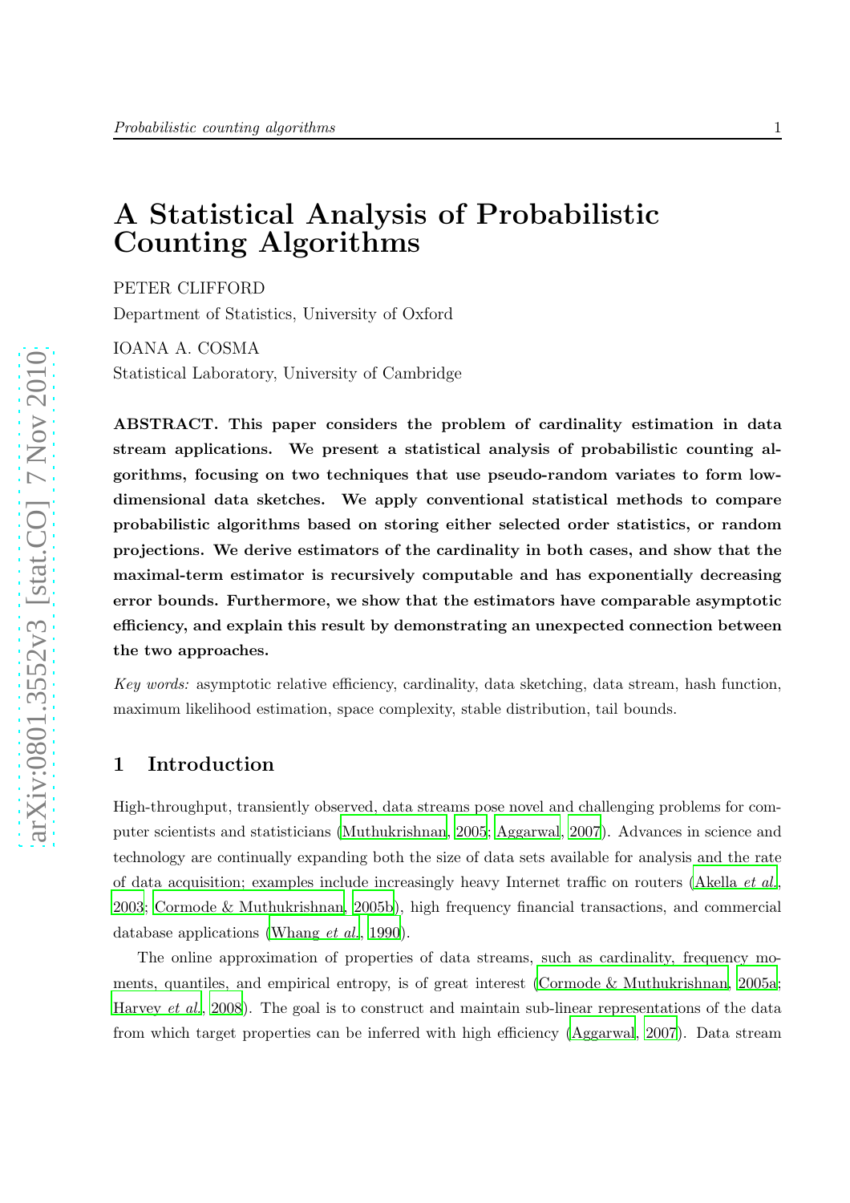# A Statistical Analysis of Probabilistic Counting Algorithms

PETER CLIFFORD

Department of Statistics, University of Oxford

IOANA A. COSMA

Statistical Laboratory, University of Cambridge

**ABSTRACT. This paper considers the problem of cardinality estimation in data stream applications. We present a statistical analysis of probabilistic counting algorithms, focusing on two techniques that use pseudo-random variates to form low-dimensional data sketches. We apply conventional statistical methods to compare probabilistic algorithms based on storing either selected order statistics, or random projections. We derive estimators of the cardinality in both cases, and show that the maximal-term estimator is recursively computable and has exponentially decreasing error bounds. Furthermore, we show that the estimators have comparable asymptotic efficiency, and explain this result by demonstrating an unexpected connection between the two approaches.**

*Key words:* asymptotic relative efficiency, cardinality, data sketching, data stream, hash function, maximum likelihood estimation, space complexity, stable distribution, tail bounds.

## 1 Introduction

High-throughput, transiently observed, data streams pose novel and challenging problems for computer scientists and statisticians (Muthukrishnan, 2005; Aggarwal, 2007). Advances in science and technology are continually expanding both the size of data sets available for analysis and the rate of data acquisition; examples include increasingly heavy Internet traffic on routers (Akella *et al.*, 2003; Cormode & Muthukrishnan, 2005b), high frequency financial transactions, and commercial database applications (Whang *et al.*, 1990).

The online approximation of properties of data streams, such as cardinality, frequency moments, quantiles, and empirical entropy, is of great interest (Cormode & Muthukrishnan, 2005a; Harvey *et al.*, 2008). The goal is to construct and maintain sub-linear representations of the data from which target properties can be inferred with high efficiency (Aggarwal, 2007). Data stream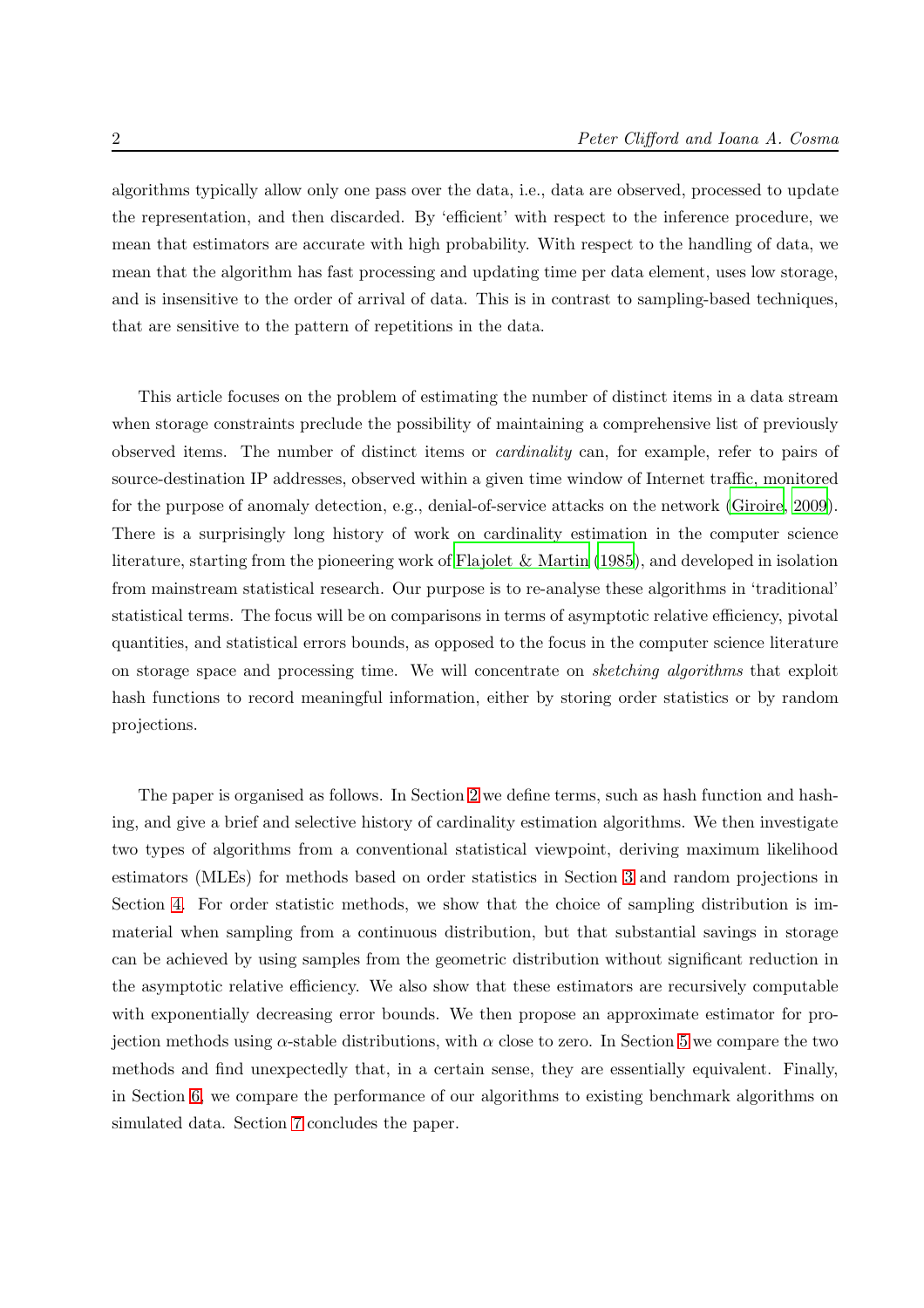algorithms typically allow only one pass over the data, i.e., data are observed, processed to update the representation, and then discarded. By 'efficient' with respect to the inference procedure, we mean that estimators are accurate with high probability. With respect to the handling of data, we mean that the algorithm has fast processing and updating time per data element, uses low storage, and is insensitive to the order of arrival of data. This is in contrast to sampling-based techniques, that are sensitive to the pattern of repetitions in the data.

This article focuses on the problem of estimating the number of distinct items in a data stream when storage constraints preclude the possibility of maintaining a comprehensive list of previously observed items. The number of distinct items or *cardinality* can, for example, refer to pairs of source-destination IP addresses, observed within a given time window of Internet traffic, monitored for the purpose of anomaly detection, e.g., denial-of-service attacks on the network (Giroire, 2009). There is a surprisingly long history of work on cardinality estimation in the computer science literature, starting from the pioneering work of Flajolet & Martin (1985), and developed in isolation from mainstream statistical research. Our purpose is to re-analyse these algorithms in 'traditional' statistical terms. The focus will be on comparisons in terms of asymptotic relative efficiency, pivotal quantities, and statistical errors bounds, as opposed to the focus in the computer science literature on storage space and processing time. We will concentrate on *sketching algorithms* that exploit hash functions to record meaningful information, either by storing order statistics or by random projections.

The paper is organised as follows. In Section 2 we define terms, such as hash function and hashing, and give a brief and selective history of cardinality estimation algorithms. We then investigate two types of algorithms from a conventional statistical viewpoint, deriving maximum likelihood estimators (MLEs) for methods based on order statistics in Section 3 and random projections in Section 4. For order statistic methods, we show that the choice of sampling distribution is immaterial when sampling from a continuous distribution, but that substantial savings in storage can be achieved by using samples from the geometric distribution without significant reduction in the asymptotic relative efficiency. We also show that these estimators are recursively computable with exponentially decreasing error bounds. We then propose an approximate estimator for projection methods using $\alpha$-stable distributions, with $\alpha$ close to zero. In Section 5 we compare the two methods and find unexpectedly that, in a certain sense, they are essentially equivalent. Finally, in Section 6, we compare the performance of our algorithms to existing benchmark algorithms on simulated data. Section 7 concludes the paper.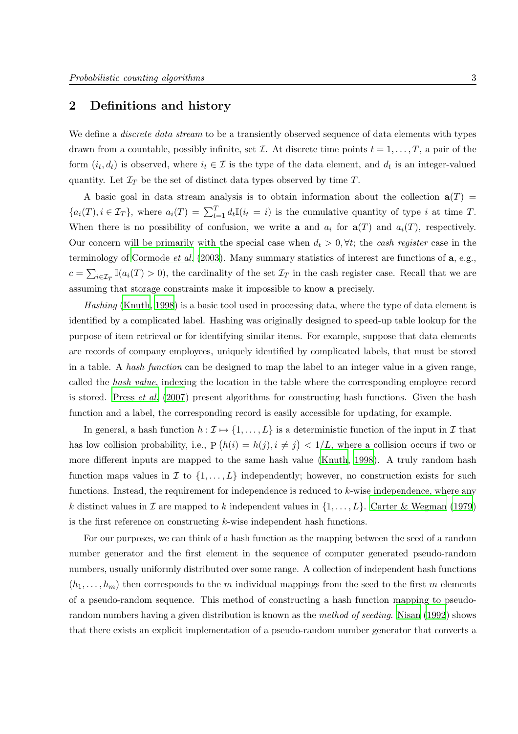## 2 Definitions and history

We define a *discrete data stream* to be a transiently observed sequence of data elements with types drawn from a countable, possibly infinite, set $\mathcal{I}$. At discrete time points $t = 1, \ldots, T$, a pair of the form $(i_t, d_t)$ is observed, where $i_t \in \mathcal{I}$ is the type of the data element, and $d_t$ is an integer-valued quantity. Let $\mathcal{I}_T$ be the set of distinct data types observed by time $T$.

A basic goal in data stream analysis is to obtain information about the collection $\mathbf{a}(T) = \{a_i(T), i \in \mathcal{I}_T\}$, where $a_i(T) = \sum_{t=1}^{T} d_t \mathbb{I}(i_t = i)$ is the cumulative quantity of type $i$ at time $T$. When there is no possibility of confusion, we write $\mathbf{a}$ and $a_i$ for $\mathbf{a}(T)$ and $a_i(T)$, respectively. Our concern will be primarily with the special case when $d_t > 0, \forall t$; the *cash register* case in the terminology of Cormode *et al.* (2003). Many summary statistics of interest are functions of $\mathbf{a}$, e.g., $c = \sum_{i \in \mathcal{I}_T} \mathbb{I}(a_i(T) > 0)$, the cardinality of the set $\mathcal{I}_T$ in the cash register case. Recall that we are assuming that storage constraints make it impossible to know $\mathbf{a}$ precisely.

*Hashing* (Knuth, 1998) is a basic tool used in processing data, where the type of data element is identified by a complicated label. Hashing was originally designed to speed-up table lookup for the purpose of item retrieval or for identifying similar items. For example, suppose that data elements are records of company employees, uniquely identified by complicated labels, that must be stored in a table. A *hash function* can be designed to map the label to an integer value in a given range, called the *hash value*, indexing the location in the table where the corresponding employee record is stored. Press *et al.* (2007) present algorithms for constructing hash functions. Given the hash function and a label, the corresponding record is easily accessible for updating, for example.

In general, a hash function $h : \mathcal{I} \mapsto \{1, \ldots, L\}$ is a deterministic function of the input in $\mathcal{I}$ that has low collision probability, i.e., $\mathrm{P}\left(h(i) = h(j), i \neq j\right) < 1/L$, where a collision occurs if two or more different inputs are mapped to the same hash value (Knuth, 1998). A truly random hash function maps values in $\mathcal{I}$ to $\{1, \ldots, L\}$ independently; however, no construction exists for such functions. Instead, the requirement for independence is reduced to $k$-wise independence, where any $k$ distinct values in $\mathcal{I}$ are mapped to $k$ independent values in $\{1, \ldots, L\}$. Carter & Wegman (1979) is the first reference on constructing $k$-wise independent hash functions.

For our purposes, we can think of a hash function as the mapping between the seed of a random number generator and the first element in the sequence of computer generated pseudo-random numbers, usually uniformly distributed over some range. A collection of independent hash functions $(h_1, \ldots, h_m)$ then corresponds to the $m$ individual mappings from the seed to the first $m$ elements of a pseudo-random sequence. This method of constructing a hash function mapping to pseudo-random numbers having a given distribution is known as the *method of seeding*. Nisan (1992) shows that there exists an explicit implementation of a pseudo-random number generator that converts a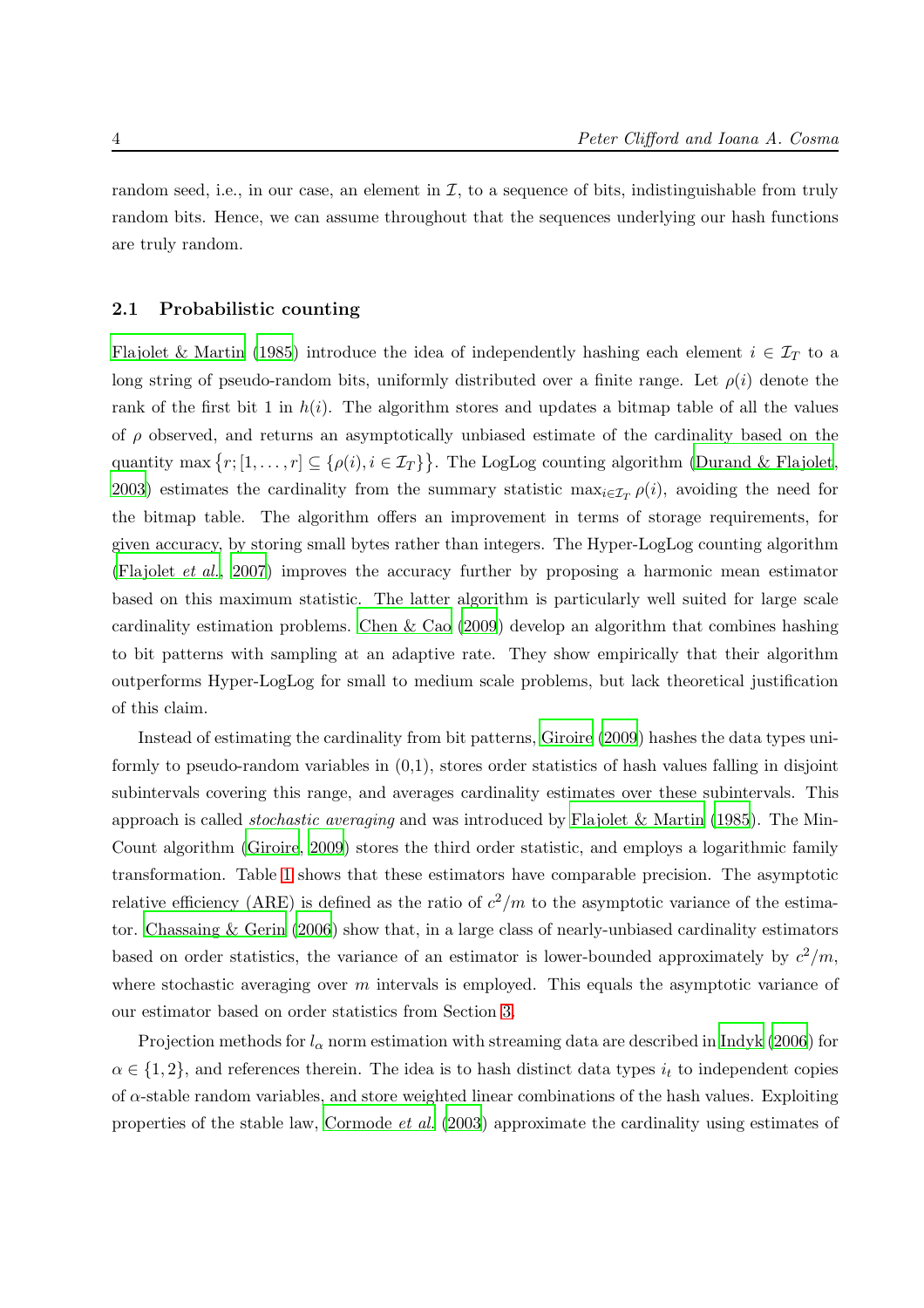random seed, i.e., in our case, an element in $\mathcal{I}$, to a sequence of bits, indistinguishable from truly random bits. Hence, we can assume throughout that the sequences underlying our hash functions are truly random.

### 2.1 Probabilistic counting

Flajolet & Martin (1985) introduce the idea of independently hashing each element $i \in \mathcal{I}_T$ to a long string of pseudo-random bits, uniformly distributed over a finite range. Let $\rho(i)$ denote the rank of the first bit 1 in $h(i)$. The algorithm stores and updates a bitmap table of all the values of $\rho$ observed, and returns an asymptotically unbiased estimate of the cardinality based on the quantity $\max\left\{r; [1,\ldots,r] \subseteq \{\rho(i), i \in \mathcal{I}_T\}\right\}$. The LogLog counting algorithm (Durand & Flajolet, 2003) estimates the cardinality from the summary statistic $\max_{i\in\mathcal{I}_T} \rho(i)$, avoiding the need for the bitmap table. The algorithm offers an improvement in terms of storage requirements, for given accuracy, by storing small bytes rather than integers. The Hyper-LogLog counting algorithm (Flajolet *et al.*, 2007) improves the accuracy further by proposing a harmonic mean estimator based on this maximum statistic. The latter algorithm is particularly well suited for large scale cardinality estimation problems. Chen & Cao (2009) develop an algorithm that combines hashing to bit patterns with sampling at an adaptive rate. They show empirically that their algorithm outperforms Hyper-LogLog for small to medium scale problems, but lack theoretical justification of this claim.

Instead of estimating the cardinality from bit patterns, Giroire (2009) hashes the data types uniformly to pseudo-random variables in (0,1), stores order statistics of hash values falling in disjoint subintervals covering this range, and averages cardinality estimates over these subintervals. This approach is called *stochastic averaging* and was introduced by Flajolet & Martin (1985). The Min-Count algorithm (Giroire, 2009) stores the third order statistic, and employs a logarithmic family transformation. Table 1 shows that these estimators have comparable precision. The asymptotic relative efficiency (ARE) is defined as the ratio of $c^2/m$ to the asymptotic variance of the estimator. Chassaing & Gerin (2006) show that, in a large class of nearly-unbiased cardinality estimators based on order statistics, the variance of an estimator is lower-bounded approximately by $c^2/m$, where stochastic averaging over $m$ intervals is employed. This equals the asymptotic variance of our estimator based on order statistics from Section 3.

Projection methods for $l_\alpha$ norm estimation with streaming data are described in Indyk (2006) for $\alpha \in \{1, 2\}$, and references therein. The idea is to hash distinct data types $i_t$ to independent copies of $\alpha$-stable random variables, and store weighted linear combinations of the hash values. Exploiting properties of the stable law, Cormode *et al.* (2003) approximate the cardinality using estimates of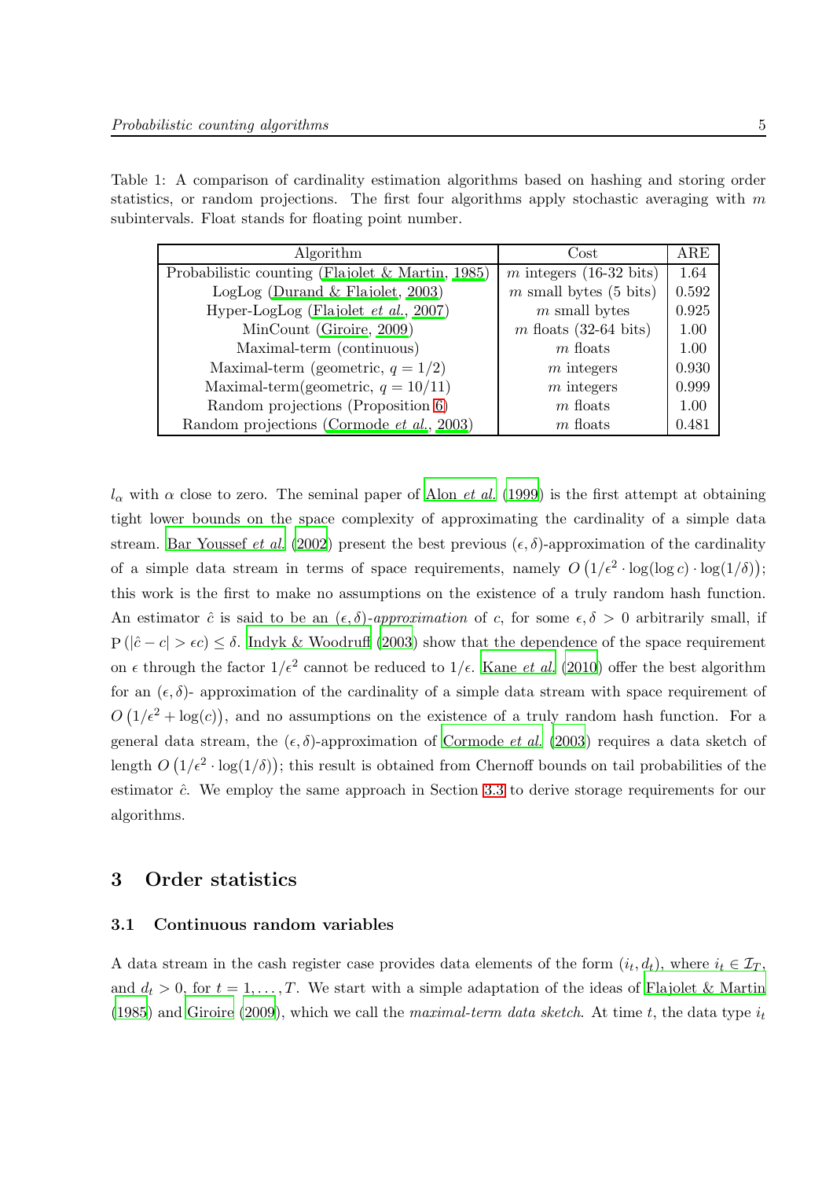Table 1: A comparison of cardinality estimation algorithms based on hashing and storing order statistics, or random projections. The first four algorithms apply stochastic averaging with $m$ subintervals. Float stands for floating point number.

| Algorithm | Cost | ARE |
|---|---|---|
| Probabilistic counting (Flajolet & Martin, 1985) | $m$ integers (16-32 bits) | 1.64 |
| LogLog (Durand & Flajolet, 2003) | $m$ small bytes (5 bits) | 0.592 |
| Hyper-LogLog (Flajolet *et al.*, 2007) | $m$ small bytes | 0.925 |
| MinCount (Giroire, 2009) | $m$ floats (32-64 bits) | 1.00 |
| Maximal-term (continuous) | $m$ floats | 1.00 |
| Maximal-term (geometric, $q = 1/2$) | $m$ integers | 0.930 |
| Maximal-term(geometric, $q = 10/11$) | $m$ integers | 0.999 |
| Random projections (Proposition 6) | $m$ floats | 1.00 |
| Random projections (Cormode *et al.*, 2003) | $m$ floats | 0.481 |

$l_\alpha$ with $\alpha$ close to zero. The seminal paper of Alon *et al.* (1999) is the first attempt at obtaining tight lower bounds on the space complexity of approximating the cardinality of a simple data stream. Bar Youssef *et al.* (2002) present the best previous $(\epsilon, \delta)$-approximation of the cardinality of a simple data stream in terms of space requirements, namely $O\left(1/\epsilon^2 \cdot \log(\log c) \cdot \log(1/\delta)\right)$; this work is the first to make no assumptions on the existence of a truly random hash function. An estimator $\hat{c}$ is said to be an $(\epsilon, \delta)$-*approximation* of $c$, for some $\epsilon, \delta > 0$ arbitrarily small, if $\mathrm{P}\left(|\hat{c} - c| > \epsilon c\right) \leq \delta$. Indyk & Woodruff (2003) show that the dependence of the space requirement on $\epsilon$ through the factor $1/\epsilon^2$ cannot be reduced to $1/\epsilon$. Kane *et al.* (2010) offer the best algorithm for an $(\epsilon, \delta)$- approximation of the cardinality of a simple data stream with space requirement of $O\left(1/\epsilon^2 + \log(c)\right)$, and no assumptions on the existence of a truly random hash function. For a general data stream, the $(\epsilon, \delta)$-approximation of Cormode *et al.* (2003) requires a data sketch of length $O\left(1/\epsilon^2 \cdot \log(1/\delta)\right)$; this result is obtained from Chernoff bounds on tail probabilities of the estimator $\hat{c}$. We employ the same approach in Section 3.3 to derive storage requirements for our algorithms.

## 3 Order statistics

### 3.1 Continuous random variables

A data stream in the cash register case provides data elements of the form $(i_t, d_t)$, where $i_t \in \mathcal{I}_T$, and $d_t > 0$, for $t = 1, \ldots, T$. We start with a simple adaptation of the ideas of Flajolet & Martin (1985) and Giroire (2009), which we call the *maximal-term data sketch*. At time $t$, the data type $i_t$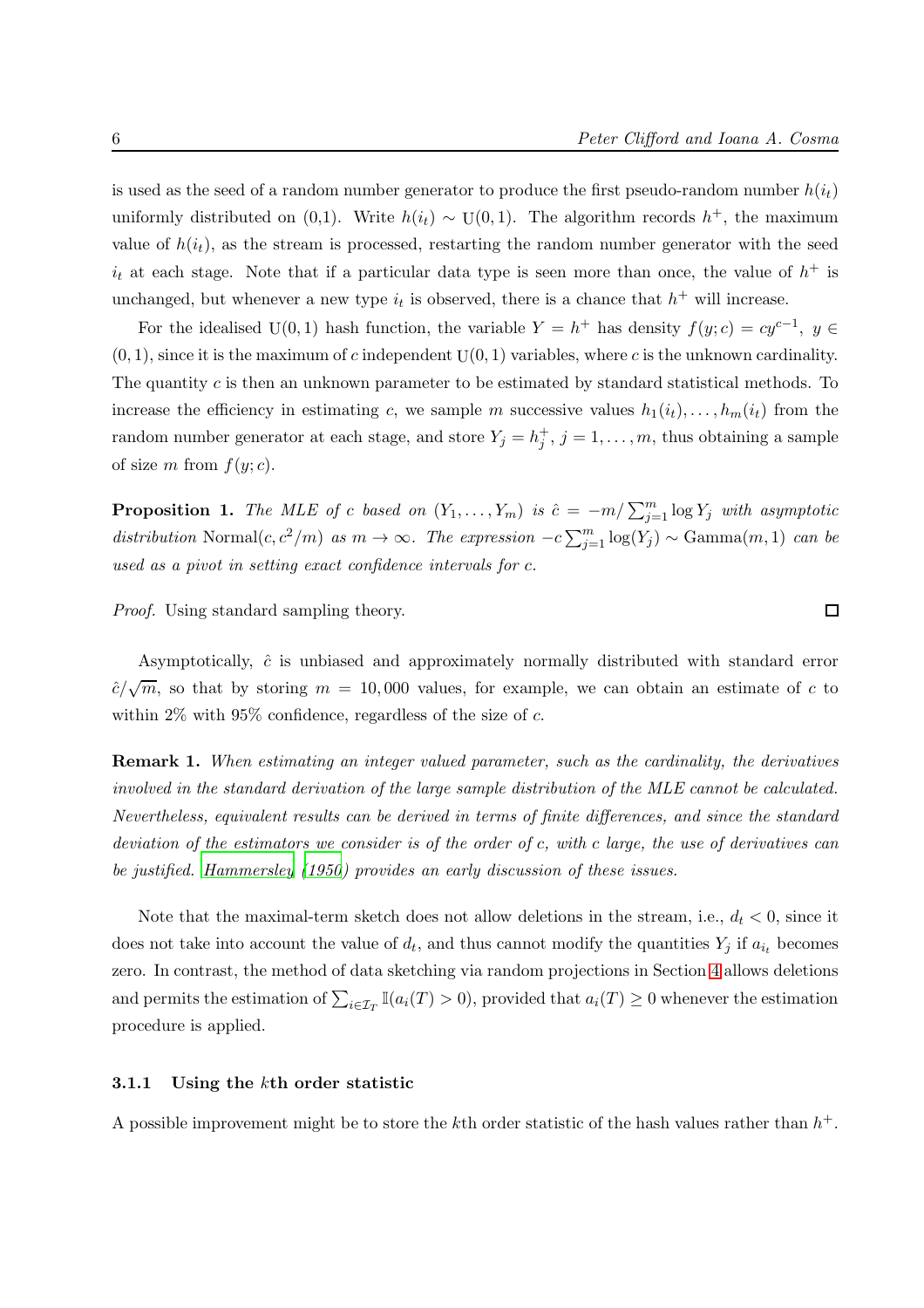is used as the seed of a random number generator to produce the first pseudo-random number $h(i_t)$ uniformly distributed on (0,1). Write $h(i_t) \sim \mathrm{U}(0,1)$. The algorithm records $h^+$, the maximum value of $h(i_t)$, as the stream is processed, restarting the random number generator with the seed $i_t$ at each stage. Note that if a particular data type is seen more than once, the value of $h^+$ is unchanged, but whenever a new type $i_t$ is observed, there is a chance that $h^+$ will increase.

For the idealised $\mathrm{U}(0,1)$ hash function, the variable $Y = h^+$ has density $f(y;c) = cy^{c-1}$, $y \in (0,1)$, since it is the maximum of $c$ independent $\mathrm{U}(0,1)$ variables, where $c$ is the unknown cardinality. The quantity $c$ is then an unknown parameter to be estimated by standard statistical methods. To increase the efficiency in estimating $c$, we sample $m$ successive values $h_1(i_t), \ldots, h_m(i_t)$ from the random number generator at each stage, and store $Y_j = h_j^+$, $j = 1, \ldots, m$, thus obtaining a sample of size $m$ from $f(y;c)$.

**Proposition 1.** *The MLE of $c$ based on $(Y_1, \ldots, Y_m)$ is $\hat{c} = -m / \sum_{j=1}^{m} \log Y_j$ with asymptotic distribution* $\mathrm{Normal}(c, c^2/m)$ *as $m \to \infty$. The expression $-c \sum_{j=1}^{m} \log(Y_j) \sim \mathrm{Gamma}(m, 1)$ can be used as a pivot in setting exact confidence intervals for $c$.*

*Proof.* Using standard sampling theory. ∎

Asymptotically, $\hat{c}$ is unbiased and approximately normally distributed with standard error $\hat{c}/\sqrt{m}$, so that by storing $m = 10{,}000$ values, for example, we can obtain an estimate of $c$ to within 2% with 95% confidence, regardless of the size of $c$.

**Remark 1.** *When estimating an integer valued parameter, such as the cardinality, the derivatives involved in the standard derivation of the large sample distribution of the MLE cannot be calculated. Nevertheless, equivalent results can be derived in terms of finite differences, and since the standard deviation of the estimators we consider is of the order of $c$, with $c$ large, the use of derivatives can be justified. Hammersley (1950) provides an early discussion of these issues.*

Note that the maximal-term sketch does not allow deletions in the stream, i.e., $d_t < 0$, since it does not take into account the value of $d_t$, and thus cannot modify the quantities $Y_j$ if $a_{i_t}$ becomes zero. In contrast, the method of data sketching via random projections in Section 4 allows deletions and permits the estimation of $\sum_{i \in \mathcal{I}_T} \mathbb{I}(a_i(T) > 0)$, provided that $a_i(T) \geq 0$ whenever the estimation procedure is applied.

### 3.1.1 Using the $k$th order statistic

A possible improvement might be to store the $k$th order statistic of the hash values rather than $h^+$.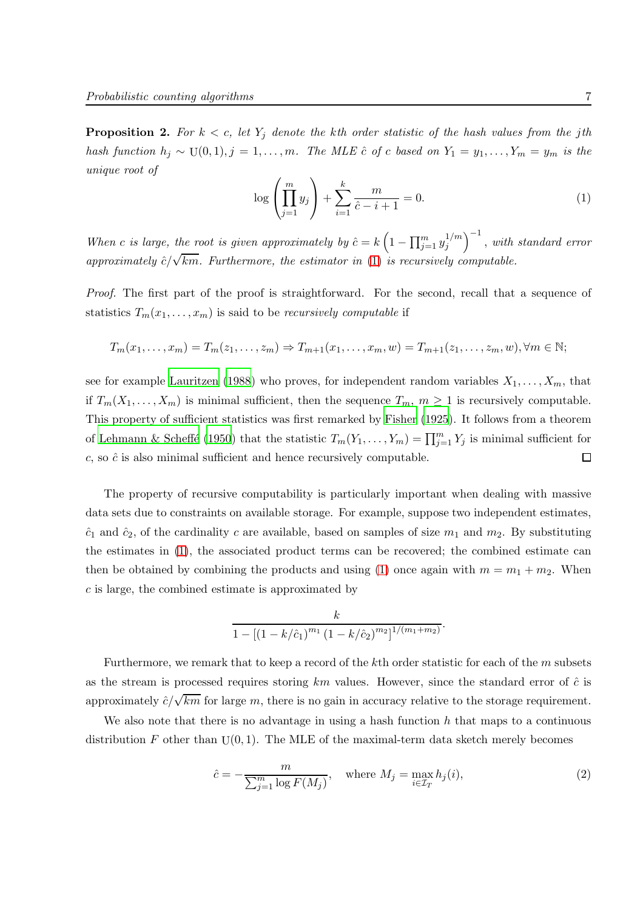**Proposition 2.** *For $k < c$, let $Y_j$ denote the $k$th order statistic of the hash values from the $j$th hash function $h_j \sim \mathrm{U}(0,1), j = 1,\ldots,m$. The MLE $\hat{c}$ of $c$ based on $Y_1 = y_1,\ldots,Y_m = y_m$ is the unique root of*

$$\log\left(\prod_{j=1}^{m} y_j\right) + \sum_{i=1}^{k} \frac{m}{\hat{c} - i + 1} = 0. \tag{1}$$

*When $c$ is large, the root is given approximately by $\hat{c} = k\left(1 - \prod_{j=1}^{m} y_j^{1/m}\right)^{-1}$, with standard error approximately $\hat{c}/\sqrt{km}$. Furthermore, the estimator in (1) is recursively computable.*

*Proof.* The first part of the proof is straightforward. For the second, recall that a sequence of statistics $T_m(x_1,\ldots,x_m)$ is said to be *recursively computable* if

$$T_m(x_1,\ldots,x_m) = T_m(z_1,\ldots,z_m) \Rightarrow T_{m+1}(x_1,\ldots,x_m,w) = T_{m+1}(z_1,\ldots,z_m,w), \forall m \in \mathbb{N};$$

see for example Lauritzen (1988) who proves, for independent random variables $X_1,\ldots,X_m$, that if $T_m(X_1,\ldots,X_m)$ is minimal sufficient, then the sequence $T_m$, $m \geq 1$ is recursively computable. This property of sufficient statistics was first remarked by Fisher (1925). It follows from a theorem of Lehmann & Scheffé (1950) that the statistic $T_m(Y_1,\ldots,Y_m) = \prod_{j=1}^{m} Y_j$ is minimal sufficient for $c$, so $\hat{c}$ is also minimal sufficient and hence recursively computable. □

The property of recursive computability is particularly important when dealing with massive data sets due to constraints on available storage. For example, suppose two independent estimates, $\hat{c}_1$ and $\hat{c}_2$, of the cardinality $c$ are available, based on samples of size $m_1$ and $m_2$. By substituting the estimates in (1), the associated product terms can be recovered; the combined estimate can then be obtained by combining the products and using (1) once again with $m = m_1 + m_2$. When $c$ is large, the combined estimate is approximated by

$$\frac{k}{1 - \left[(1 - k/\hat{c}_1)^{m_1}(1 - k/\hat{c}_2)^{m_2}\right]^{1/(m_1+m_2)}}.$$

Furthermore, we remark that to keep a record of the $k$th order statistic for each of the $m$ subsets as the stream is processed requires storing $km$ values. However, since the standard error of $\hat{c}$ is approximately $\hat{c}/\sqrt{km}$ for large $m$, there is no gain in accuracy relative to the storage requirement.

We also note that there is no advantage in using a hash function $h$ that maps to a continuous distribution $F$ other than $\mathrm{U}(0,1)$. The MLE of the maximal-term data sketch merely becomes

$$\hat{c} = -\frac{m}{\sum_{j=1}^{m} \log F(M_j)}, \quad \text{where } M_j = \max_{i \in \mathcal{I}_T} h_j(i), \tag{2}$$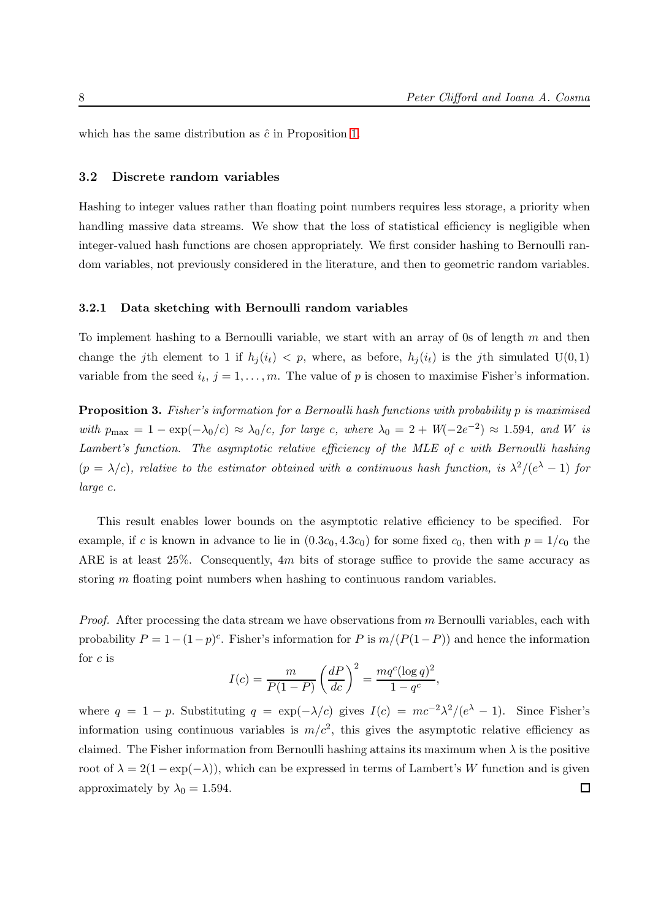which has the same distribution as $\hat{c}$ in Proposition 1.

## 3.2 Discrete random variables

Hashing to integer values rather than floating point numbers requires less storage, a priority when handling massive data streams. We show that the loss of statistical efficiency is negligible when integer-valued hash functions are chosen appropriately. We first consider hashing to Bernoulli random variables, not previously considered in the literature, and then to geometric random variables.

### 3.2.1 Data sketching with Bernoulli random variables

To implement hashing to a Bernoulli variable, we start with an array of 0s of length $m$ and then change the $j$th element to 1 if $h_j(i_t) < p$, where, as before, $h_j(i_t)$ is the $j$th simulated $\mathrm{U}(0,1)$ variable from the seed $i_t$, $j = 1, \ldots, m$. The value of $p$ is chosen to maximise Fisher's information.

**Proposition 3.** *Fisher's information for a Bernoulli hash functions with probability $p$ is maximised with $p_{\max} = 1 - \exp(-\lambda_0/c) \approx \lambda_0/c$, for large $c$, where $\lambda_0 = 2 + W(-2e^{-2}) \approx 1.594$, and $W$ is Lambert's function. The asymptotic relative efficiency of the MLE of $c$ with Bernoulli hashing ($p = \lambda/c$), relative to the estimator obtained with a continuous hash function, is $\lambda^2/(e^\lambda - 1)$ for large $c$.*

This result enables lower bounds on the asymptotic relative efficiency to be specified. For example, if $c$ is known in advance to lie in $(0.3c_0, 4.3c_0)$ for some fixed $c_0$, then with $p = 1/c_0$ the ARE is at least 25%. Consequently, $4m$ bits of storage suffice to provide the same accuracy as storing $m$ floating point numbers when hashing to continuous random variables.

*Proof.* After processing the data stream we have observations from $m$ Bernoulli variables, each with probability $P = 1 - (1-p)^c$. Fisher's information for $P$ is $m/(P(1-P))$ and hence the information for $c$ is

$$I(c) = \frac{m}{P(1-P)} \left(\frac{dP}{dc}\right)^2 = \frac{mq^c(\log q)^2}{1-q^c},$$

where $q = 1 - p$. Substituting $q = \exp(-\lambda/c)$ gives $I(c) = mc^{-2}\lambda^2/(e^\lambda - 1)$. Since Fisher's information using continuous variables is $m/c^2$, this gives the asymptotic relative efficiency as claimed. The Fisher information from Bernoulli hashing attains its maximum when $\lambda$ is the positive root of $\lambda = 2(1 - \exp(-\lambda))$, which can be expressed in terms of Lambert's $W$ function and is given approximately by $\lambda_0 = 1.594$. □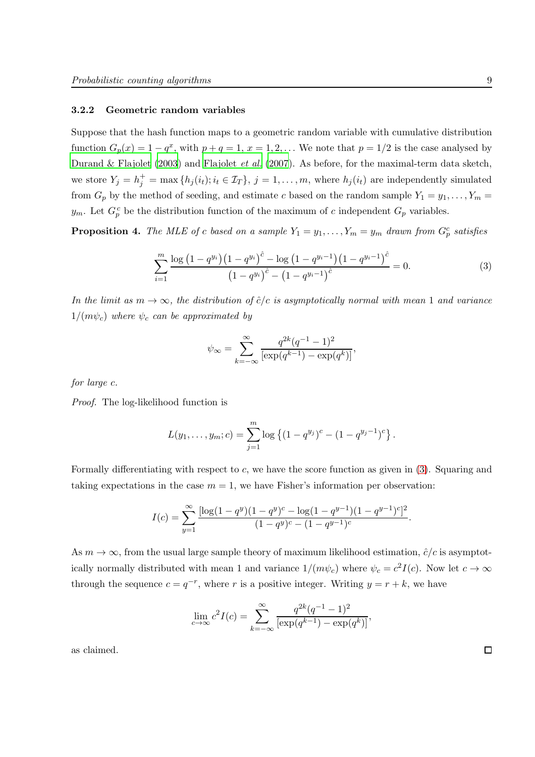### 3.2.2 Geometric random variables

Suppose that the hash function maps to a geometric random variable with cumulative distribution function $G_p(x) = 1 - q^x$, with $p + q = 1$, $x = 1, 2, \ldots$ We note that $p = 1/2$ is the case analysed by Durand & Flajolet (2003) and Flajolet *et al.* (2007). As before, for the maximal-term data sketch, we store $Y_j = h_j^+ = \max\{h_j(i_t); i_t \in \mathcal{I}_T\}$, $j = 1, \ldots, m$, where $h_j(i_t)$ are independently simulated from $G_p$ by the method of seeding, and estimate $c$ based on the random sample $Y_1 = y_1, \ldots, Y_m = y_m$. Let $G_p^c$ be the distribution function of the maximum of $c$ independent $G_p$ variables.

**Proposition 4.** *The MLE of $c$ based on a sample $Y_1 = y_1, \ldots, Y_m = y_m$ drawn from $G_p^c$ satisfies*

$$\sum_{i=1}^{m} \frac{\log\left(1 - q^{y_i}\right)\left(1 - q^{y_i}\right)^{\hat{c}} - \log\left(1 - q^{y_i - 1}\right)\left(1 - q^{y_i - 1}\right)^{\hat{c}}}{\left(1 - q^{y_i}\right)^{\hat{c}} - \left(1 - q^{y_i - 1}\right)^{\hat{c}}} = 0. \tag{3}$$

*In the limit as $m \to \infty$, the distribution of $\hat{c}/c$ is asymptotically normal with mean 1 and variance $1/(m\psi_c)$ where $\psi_c$ can be approximated by*

$$\psi_\infty = \sum_{k=-\infty}^{\infty} \frac{q^{2k}(q^{-1} - 1)^2}{[\exp(q^{k-1}) - \exp(q^k)]},$$

*for large $c$.*

*Proof.* The log-likelihood function is

$$L(y_1, \ldots, y_m; c) = \sum_{j=1}^{m} \log\left\{(1 - q^{y_j})^c - (1 - q^{y_j - 1})^c\right\}.$$

Formally differentiating with respect to $c$, we have the score function as given in (3). Squaring and taking expectations in the case $m = 1$, we have Fisher's information per observation:

$$I(c) = \sum_{y=1}^{\infty} \frac{[\log(1 - q^y)(1 - q^y)^c - \log(1 - q^{y-1})(1 - q^{y-1})^c]^2}{(1 - q^y)^c - (1 - q^{y-1})^c}.$$

As $m \to \infty$, from the usual large sample theory of maximum likelihood estimation, $\hat{c}/c$ is asymptotically normally distributed with mean 1 and variance $1/(m\psi_c)$ where $\psi_c = c^2 I(c)$. Now let $c \to \infty$ through the sequence $c = q^{-r}$, where $r$ is a positive integer. Writing $y = r + k$, we have

$$\lim_{c \to \infty} c^2 I(c) = \sum_{k=-\infty}^{\infty} \frac{q^{2k}(q^{-1} - 1)^2}{[\exp(q^{k-1}) - \exp(q^k)]},$$

as claimed. $\square$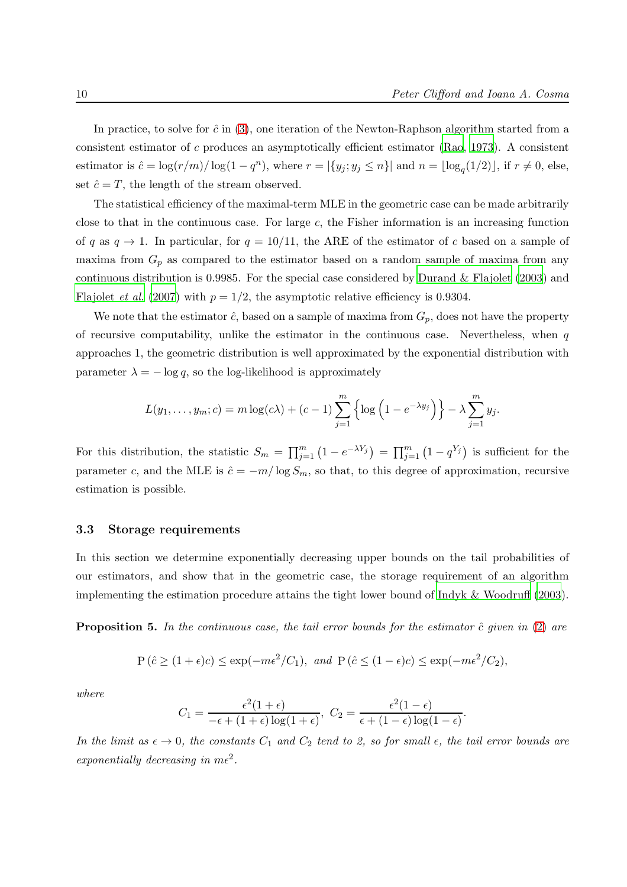In practice, to solve for $\hat{c}$ in (3), one iteration of the Newton-Raphson algorithm started from a consistent estimator of $c$ produces an asymptotically efficient estimator (Rao, 1973). A consistent estimator is $\hat{c} = \log(r/m)/\log(1-q^n)$, where $r = |\{y_j; y_j \leq n\}|$ and $n = \lfloor \log_q(1/2) \rfloor$, if $r \neq 0$, else, set $\hat{c} = T$, the length of the stream observed.

The statistical efficiency of the maximal-term MLE in the geometric case can be made arbitrarily close to that in the continuous case. For large $c$, the Fisher information is an increasing function of $q$ as $q \to 1$. In particular, for $q = 10/11$, the ARE of the estimator of $c$ based on a sample of maxima from $G_p$ as compared to the estimator based on a random sample of maxima from any continuous distribution is 0.9985. For the special case considered by Durand & Flajolet (2003) and Flajolet *et al.* (2007) with $p = 1/2$, the asymptotic relative efficiency is 0.9304.

We note that the estimator $\hat{c}$, based on a sample of maxima from $G_p$, does not have the property of recursive computability, unlike the estimator in the continuous case. Nevertheless, when $q$ approaches 1, the geometric distribution is well approximated by the exponential distribution with parameter $\lambda = -\log q$, so the log-likelihood is approximately

$$L(y_1, \ldots, y_m; c) = m \log(c\lambda) + (c-1) \sum_{j=1}^{m} \left\{ \log\left(1 - e^{-\lambda y_j}\right) \right\} - \lambda \sum_{j=1}^{m} y_j.$$

For this distribution, the statistic $S_m = \prod_{j=1}^{m} \left(1 - e^{-\lambda Y_j}\right) = \prod_{j=1}^{m} \left(1 - q^{Y_j}\right)$ is sufficient for the parameter $c$, and the MLE is $\hat{c} = -m/\log S_m$, so that, to this degree of approximation, recursive estimation is possible.

### 3.3 Storage requirements

In this section we determine exponentially decreasing upper bounds on the tail probabilities of our estimators, and show that in the geometric case, the storage requirement of an algorithm implementing the estimation procedure attains the tight lower bound of Indyk & Woodruff (2003).

**Proposition 5.** *In the continuous case, the tail error bounds for the estimator $\hat{c}$ given in (2) are*

$$\mathrm{P}\left(\hat{c} \geq (1+\epsilon)c\right) \leq \exp(-m\epsilon^2/C_1), \text{ and } \mathrm{P}\left(\hat{c} \leq (1-\epsilon)c\right) \leq \exp(-m\epsilon^2/C_2),$$

*where*

$$C_1 = \frac{\epsilon^2(1+\epsilon)}{-\epsilon + (1+\epsilon)\log(1+\epsilon)}, \; C_2 = \frac{\epsilon^2(1-\epsilon)}{\epsilon + (1-\epsilon)\log(1-\epsilon)}.$$

*In the limit as $\epsilon \to 0$, the constants $C_1$ and $C_2$ tend to 2, so for small $\epsilon$, the tail error bounds are exponentially decreasing in $m\epsilon^2$.*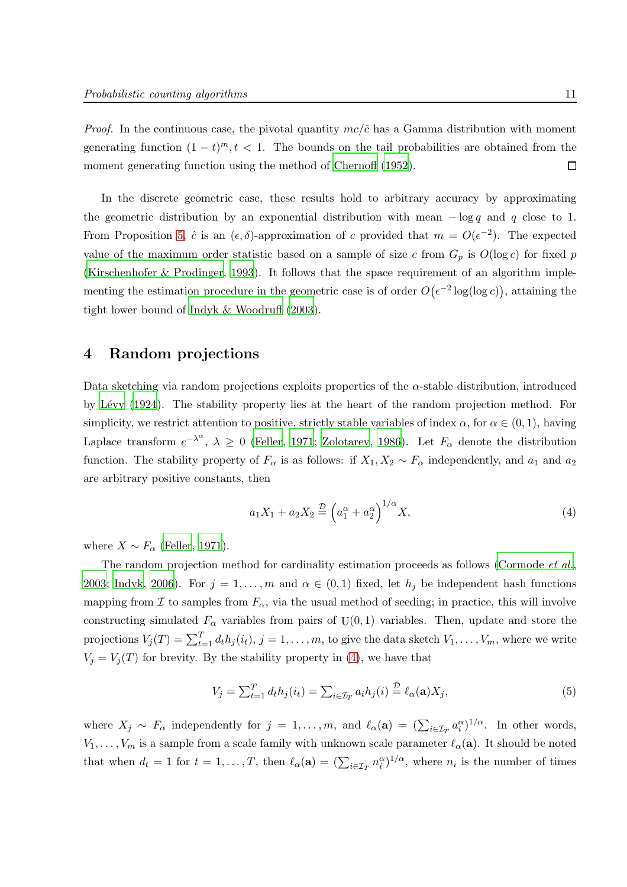*Proof.* In the continuous case, the pivotal quantity $mc/\hat{c}$ has a Gamma distribution with moment generating function $(1-t)^m, t < 1$. The bounds on the tail probabilities are obtained from the moment generating function using the method of Chernoff (1952). □

In the discrete geometric case, these results hold to arbitrary accuracy by approximating the geometric distribution by an exponential distribution with mean $-\log q$ and $q$ close to 1. From Proposition 5, $\hat{c}$ is an $(\epsilon, \delta)$-approximation of $c$ provided that $m = O(\epsilon^{-2})$. The expected value of the maximum order statistic based on a sample of size $c$ from $G_p$ is $O(\log c)$ for fixed $p$ (Kirschenhofer & Prodinger, 1993). It follows that the space requirement of an algorithm implementing the estimation procedure in the geometric case is of order $O\big(\epsilon^{-2}\log(\log c)\big)$, attaining the tight lower bound of Indyk & Woodruff (2003).

## 4 Random projections

Data sketching via random projections exploits properties of the $\alpha$-stable distribution, introduced by Lévy (1924). The stability property lies at the heart of the random projection method. For simplicity, we restrict attention to positive, strictly stable variables of index $\alpha$, for $\alpha \in (0,1)$, having Laplace transform $e^{-\lambda^\alpha}$, $\lambda \geq 0$ (Feller, 1971; Zolotarev, 1986). Let $F_\alpha$ denote the distribution function. The stability property of $F_\alpha$ is as follows: if $X_1, X_2 \sim F_\alpha$ independently, and $a_1$ and $a_2$ are arbitrary positive constants, then

$$a_1 X_1 + a_2 X_2 \overset{\mathcal{D}}{=} \left(a_1^\alpha + a_2^\alpha\right)^{1/\alpha} X, \tag{4}$$

where $X \sim F_\alpha$ (Feller, 1971).

The random projection method for cardinality estimation proceeds as follows (Cormode *et al.*, 2003; Indyk, 2006). For $j = 1, \ldots, m$ and $\alpha \in (0,1)$ fixed, let $h_j$ be independent hash functions mapping from $\mathcal{I}$ to samples from $F_\alpha$, via the usual method of seeding; in practice, this will involve constructing simulated $F_\alpha$ variables from pairs of $\mathrm{U}(0,1)$ variables. Then, update and store the projections $V_j(T) = \sum_{t=1}^{T} d_t h_j(i_t)$, $j = 1, \ldots, m$, to give the data sketch $V_1, \ldots, V_m$, where we write $V_j = V_j(T)$ for brevity. By the stability property in (4), we have that

$$V_j = \textstyle\sum_{t=1}^{T} d_t h_j(i_t) = \sum_{i \in \mathcal{I}_T} a_i h_j(i) \overset{\mathcal{D}}{=} \ell_\alpha(\mathbf{a}) X_j, \tag{5}$$

where $X_j \sim F_\alpha$ independently for $j = 1, \ldots, m$, and $\ell_\alpha(\mathbf{a}) = (\sum_{i \in \mathcal{I}_T} a_i^\alpha)^{1/\alpha}$. In other words, $V_1, \ldots, V_m$ is a sample from a scale family with unknown scale parameter $\ell_\alpha(\mathbf{a})$. It should be noted that when $d_t = 1$ for $t = 1, \ldots, T$, then $\ell_\alpha(\mathbf{a}) = (\sum_{i \in \mathcal{I}_T} n_i^\alpha)^{1/\alpha}$, where $n_i$ is the number of times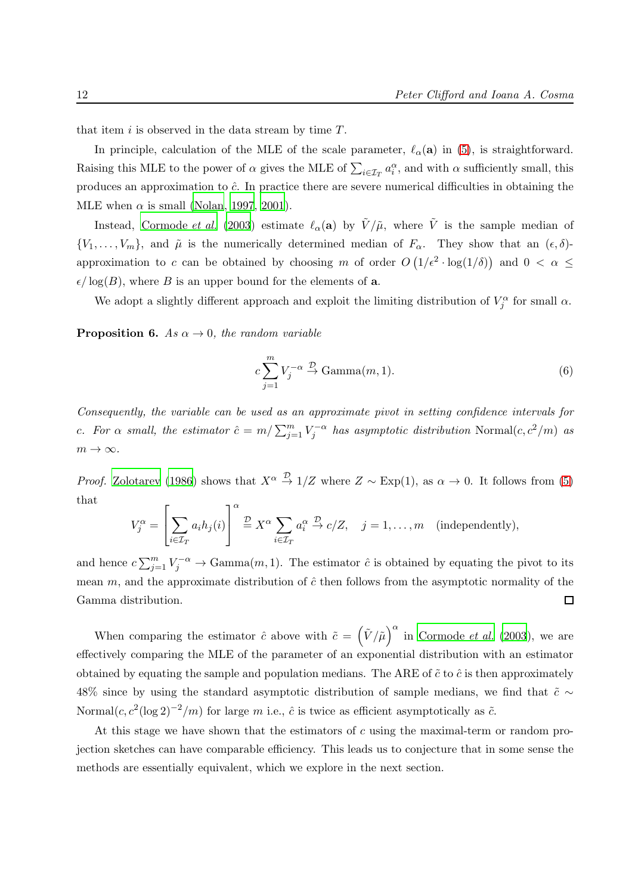that item $i$ is observed in the data stream by time $T$.

In principle, calculation of the MLE of the scale parameter, $\ell_\alpha(\mathbf{a})$ in (5), is straightforward. Raising this MLE to the power of $\alpha$ gives the MLE of $\sum_{i \in \mathcal{I}_T} a_i^\alpha$, and with $\alpha$ sufficiently small, this produces an approximation to $\hat{c}$. In practice there are severe numerical difficulties in obtaining the MLE when $\alpha$ is small (Nolan, 1997, 2001).

Instead, Cormode *et al.* (2003) estimate $\ell_\alpha(\mathbf{a})$ by $\tilde{V}/\tilde{\mu}$, where $\tilde{V}$ is the sample median of $\{V_1, \ldots, V_m\}$, and $\tilde{\mu}$ is the numerically determined median of $F_\alpha$. They show that an $(\epsilon, \delta)$-approximation to $c$ can be obtained by choosing $m$ of order $O\left(1/\epsilon^2 \cdot \log(1/\delta)\right)$ and $0 < \alpha \leq \epsilon/\log(B)$, where $B$ is an upper bound for the elements of $\mathbf{a}$.

We adopt a slightly different approach and exploit the limiting distribution of $V_j^\alpha$ for small $\alpha$.

**Proposition 6.** *As $\alpha \to 0$, the random variable*

$$c \sum_{j=1}^{m} V_j^{-\alpha} \xrightarrow{\mathcal{D}} \text{Gamma}(m, 1). \tag{6}$$

*Consequently, the variable can be used as an approximate pivot in setting confidence intervals for $c$. For $\alpha$ small, the estimator $\hat{c} = m / \sum_{j=1}^{m} V_j^{-\alpha}$ has asymptotic distribution* $\text{Normal}(c, c^2/m)$ *as $m \to \infty$.*

*Proof.* Zolotarev (1986) shows that $X^\alpha \xrightarrow{\mathcal{D}} 1/Z$ where $Z \sim \text{Exp}(1)$, as $\alpha \to 0$. It follows from (5) that

$$V_j^\alpha = \left[\sum_{i \in \mathcal{I}_T} a_i h_j(i)\right]^\alpha \stackrel{\mathcal{D}}{=} X^\alpha \sum_{i \in \mathcal{I}_T} a_i^\alpha \xrightarrow{\mathcal{D}} c/Z, \quad j = 1, \ldots, m \quad \text{(independently)},$$

and hence $c \sum_{j=1}^{m} V_j^{-\alpha} \to \text{Gamma}(m, 1)$. The estimator $\hat{c}$ is obtained by equating the pivot to its mean $m$, and the approximate distribution of $\hat{c}$ then follows from the asymptotic normality of the Gamma distribution. $\square$

When comparing the estimator $\hat{c}$ above with $\tilde{c} = \left(\tilde{V}/\tilde{\mu}\right)^\alpha$ in Cormode *et al.* (2003), we are effectively comparing the MLE of the parameter of an exponential distribution with an estimator obtained by equating the sample and population medians. The ARE of $\tilde{c}$ to $\hat{c}$ is then approximately 48% since by using the standard asymptotic distribution of sample medians, we find that $\tilde{c} \sim \text{Normal}(c, c^2 (\log 2)^{-2}/m)$ for large $m$ i.e., $\hat{c}$ is twice as efficient asymptotically as $\tilde{c}$.

At this stage we have shown that the estimators of $c$ using the maximal-term or random projection sketches can have comparable efficiency. This leads us to conjecture that in some sense the methods are essentially equivalent, which we explore in the next section.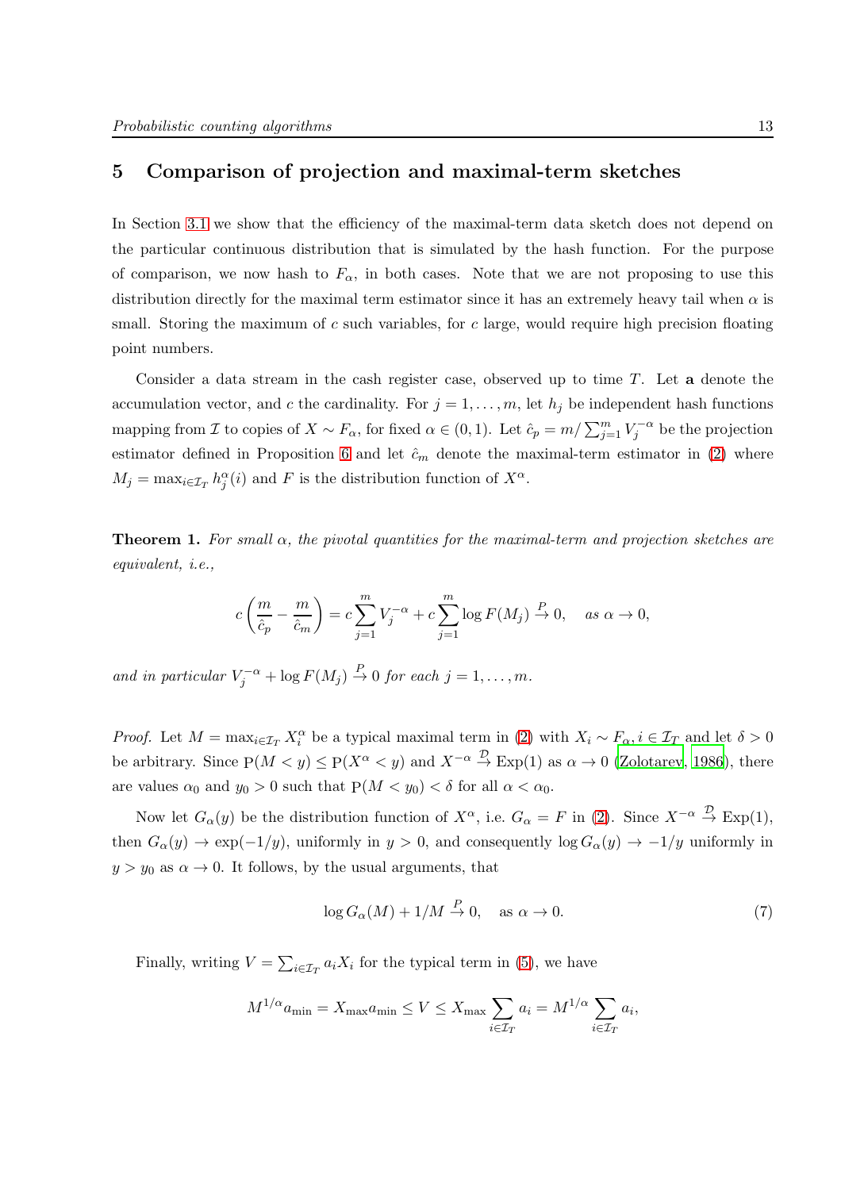## 5 Comparison of projection and maximal-term sketches

In Section 3.1 we show that the efficiency of the maximal-term data sketch does not depend on the particular continuous distribution that is simulated by the hash function. For the purpose of comparison, we now hash to $F_\alpha$, in both cases. Note that we are not proposing to use this distribution directly for the maximal term estimator since it has an extremely heavy tail when $\alpha$ is small. Storing the maximum of $c$ such variables, for $c$ large, would require high precision floating point numbers.

Consider a data stream in the cash register case, observed up to time $T$. Let $\mathbf{a}$ denote the accumulation vector, and $c$ the cardinality. For $j = 1, \ldots, m$, let $h_j$ be independent hash functions mapping from $\mathcal{I}$ to copies of $X \sim F_\alpha$, for fixed $\alpha \in (0, 1)$. Let $\hat{c}_p = m / \sum_{j=1}^m V_j^{-\alpha}$ be the projection estimator defined in Proposition 6 and let $\hat{c}_m$ denote the maximal-term estimator in (2) where $M_j = \max_{i \in \mathcal{I}_T} h_j^\alpha(i)$ and $F$ is the distribution function of $X^\alpha$.

**Theorem 1.** *For small $\alpha$, the pivotal quantities for the maximal-term and projection sketches are equivalent, i.e.,*

$$c\left(\frac{m}{\hat{c}_p} - \frac{m}{\hat{c}_m}\right) = c\sum_{j=1}^m V_j^{-\alpha} + c\sum_{j=1}^m \log F(M_j) \xrightarrow{P} 0, \quad \text{as } \alpha \to 0,$$

*and in particular $V_j^{-\alpha} + \log F(M_j) \xrightarrow{P} 0$ for each $j = 1, \ldots, m$.*

*Proof.* Let $M = \max_{i \in \mathcal{I}_T} X_i^\alpha$ be a typical maximal term in (2) with $X_i \sim F_\alpha, i \in \mathcal{I}_T$ and let $\delta > 0$ be arbitrary. Since $\mathrm{P}(M < y) \leq \mathrm{P}(X^\alpha < y)$ and $X^{-\alpha} \xrightarrow{\mathcal{D}} \mathrm{Exp}(1)$ as $\alpha \to 0$ (Zolotarev, 1986), there are values $\alpha_0$ and $y_0 > 0$ such that $\mathrm{P}(M < y_0) < \delta$ for all $\alpha < \alpha_0$.

Now let $G_\alpha(y)$ be the distribution function of $X^\alpha$, i.e. $G_\alpha = F$ in (2). Since $X^{-\alpha} \xrightarrow{\mathcal{D}} \mathrm{Exp}(1)$, then $G_\alpha(y) \to \exp(-1/y)$, uniformly in $y > 0$, and consequently $\log G_\alpha(y) \to -1/y$ uniformly in $y > y_0$ as $\alpha \to 0$. It follows, by the usual arguments, that

$$\log G_\alpha(M) + 1/M \xrightarrow{P} 0, \quad \text{as } \alpha \to 0. \tag{7}$$

Finally, writing $V = \sum_{i \in \mathcal{I}_T} a_i X_i$ for the typical term in (5), we have

$$M^{1/\alpha} a_{\min} = X_{\max} a_{\min} \leq V \leq X_{\max} \sum_{i \in \mathcal{I}_T} a_i = M^{1/\alpha} \sum_{i \in \mathcal{I}_T} a_i,$$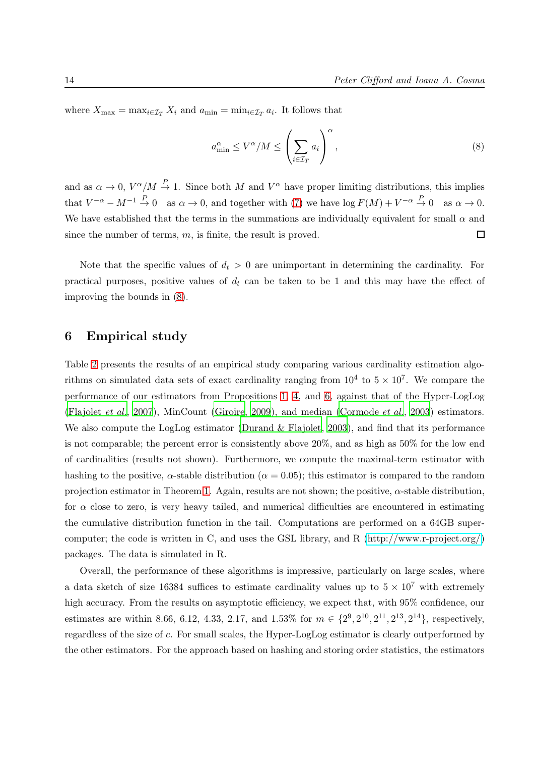where $X_{\max} = \max_{i \in \mathcal{I}_T} X_i$ and $a_{\min} = \min_{i \in \mathcal{I}_T} a_i$. It follows that

$$a_{\min}^{\alpha} \leq V^{\alpha}/M \leq \left( \sum_{i \in \mathcal{I}_T} a_i \right)^{\alpha}, \tag{8}$$

and as $\alpha \to 0$, $V^{\alpha}/M \xrightarrow{P} 1$. Since both $M$ and $V^{\alpha}$ have proper limiting distributions, this implies that $V^{-\alpha} - M^{-1} \xrightarrow{P} 0$ as $\alpha \to 0$, and together with (7) we have $\log F(M) + V^{-\alpha} \xrightarrow{P} 0$ as $\alpha \to 0$. We have established that the terms in the summations are individually equivalent for small $\alpha$ and since the number of terms, $m$, is finite, the result is proved. □

Note that the specific values of $d_t > 0$ are unimportant in determining the cardinality. For practical purposes, positive values of $d_t$ can be taken to be 1 and this may have the effect of improving the bounds in (8).

## 6 Empirical study

Table 2 presents the results of an empirical study comparing various cardinality estimation algorithms on simulated data sets of exact cardinality ranging from $10^4$ to $5 \times 10^7$. We compare the performance of our estimators from Propositions 1, 4, and 6, against that of the Hyper-LogLog (Flajolet *et al.*, 2007), MinCount (Giroire, 2009), and median (Cormode *et al.*, 2003) estimators. We also compute the LogLog estimator (Durand & Flajolet, 2003), and find that its performance is not comparable; the percent error is consistently above 20%, and as high as 50% for the low end of cardinalities (results not shown). Furthermore, we compute the maximal-term estimator with hashing to the positive, $\alpha$-stable distribution ($\alpha = 0.05$); this estimator is compared to the random projection estimator in Theorem 1. Again, results are not shown; the positive, $\alpha$-stable distribution, for $\alpha$ close to zero, is very heavy tailed, and numerical difficulties are encountered in estimating the cumulative distribution function in the tail. Computations are performed on a 64GB supercomputer; the code is written in C, and uses the GSL library, and R (http://www.r-project.org/) packages. The data is simulated in R.

Overall, the performance of these algorithms is impressive, particularly on large scales, where a data sketch of size 16384 suffices to estimate cardinality values up to $5 \times 10^7$ with extremely high accuracy. From the results on asymptotic efficiency, we expect that, with 95% confidence, our estimates are within 8.66, 6.12, 4.33, 2.17, and 1.53% for $m \in \{2^9, 2^{10}, 2^{11}, 2^{13}, 2^{14}\}$, respectively, regardless of the size of $c$. For small scales, the Hyper-LogLog estimator is clearly outperformed by the other estimators. For the approach based on hashing and storing order statistics, the estimators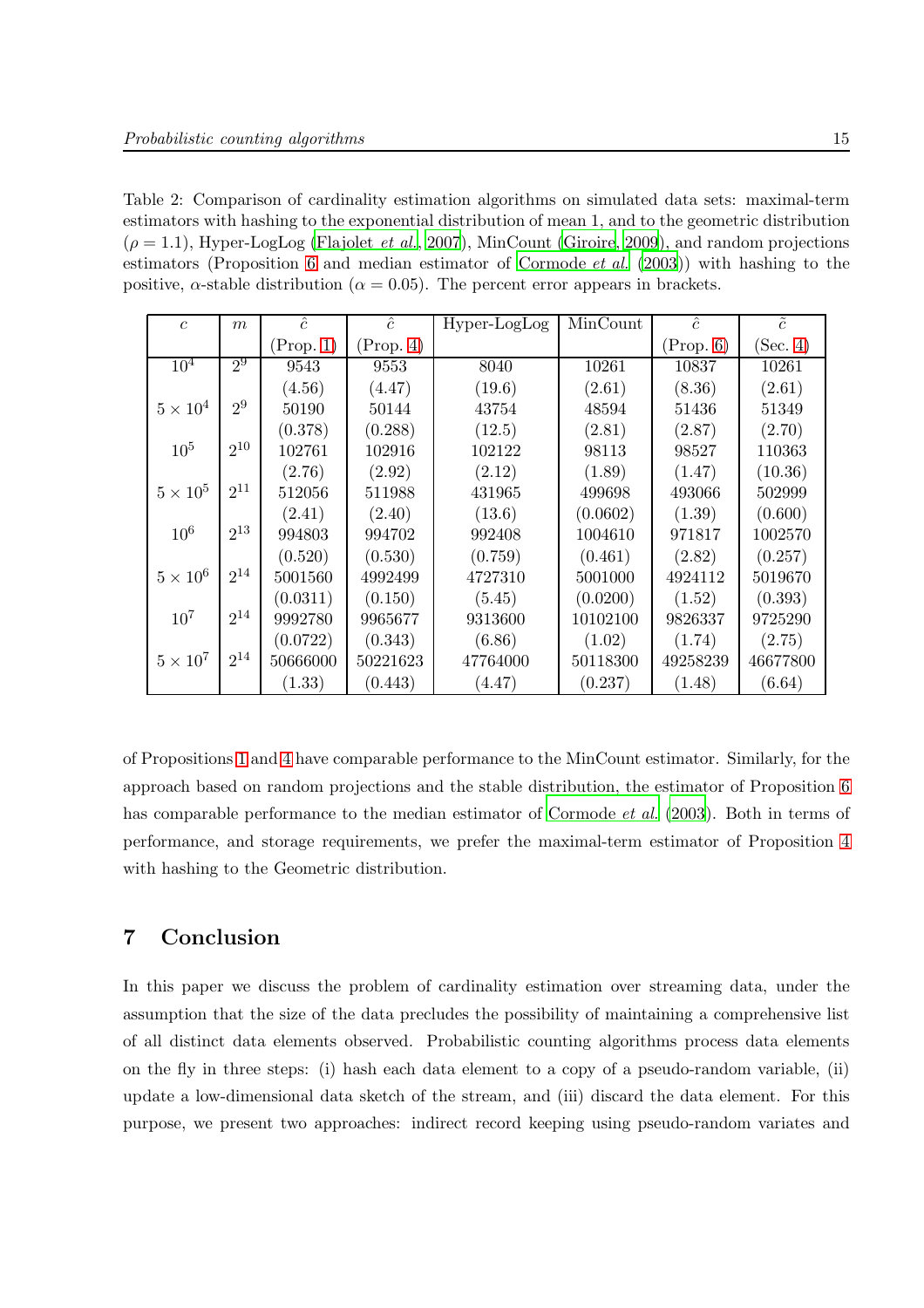Table 2: Comparison of cardinality estimation algorithms on simulated data sets: maximal-term estimators with hashing to the exponential distribution of mean 1, and to the geometric distribution ($\rho = 1.1$), Hyper-LogLog (Flajolet *et al.*, 2007), MinCount (Giroire, 2009), and random projections estimators (Proposition 6 and median estimator of Cormode *et al.* (2003)) with hashing to the positive, $\alpha$-stable distribution ($\alpha = 0.05$). The percent error appears in brackets.

| $c$ | $m$ | $\hat{c}$ (Prop. 1) | $\hat{c}$ (Prop. 4) | Hyper-LogLog | MinCount | $\hat{c}$ (Prop. 6) | $\tilde{c}$ (Sec. 4) |
|---|---|---|---|---|---|---|---|
| $10^4$ | $2^9$ | 9543 | 9553 | 8040 | 10261 | 10837 | 10261 |
| | | (4.56) | (4.47) | (19.6) | (2.61) | (8.36) | (2.61) |
| $5 \times 10^4$ | $2^9$ | 50190 | 50144 | 43754 | 48594 | 51436 | 51349 |
| | | (0.378) | (0.288) | (12.5) | (2.81) | (2.87) | (2.70) |
| $10^5$ | $2^{10}$ | 102761 | 102916 | 102122 | 98113 | 98527 | 110363 |
| | | (2.76) | (2.92) | (2.12) | (1.89) | (1.47) | (10.36) |
| $5 \times 10^5$ | $2^{11}$ | 512056 | 511988 | 431965 | 499698 | 493066 | 502999 |
| | | (2.41) | (2.40) | (13.6) | (0.0602) | (1.39) | (0.600) |
| $10^6$ | $2^{13}$ | 994803 | 994702 | 992408 | 1004610 | 971817 | 1002570 |
| | | (0.520) | (0.530) | (0.759) | (0.461) | (2.82) | (0.257) |
| $5 \times 10^6$ | $2^{14}$ | 5001560 | 4992499 | 4727310 | 5001000 | 4924112 | 5019670 |
| | | (0.0311) | (0.150) | (5.45) | (0.0200) | (1.52) | (0.393) |
| $10^7$ | $2^{14}$ | 9992780 | 9965677 | 9313600 | 10102100 | 9826337 | 9725290 |
| | | (0.0722) | (0.343) | (6.86) | (1.02) | (1.74) | (2.75) |
| $5 \times 10^7$ | $2^{14}$ | 50666000 | 50221623 | 47764000 | 50118300 | 49258239 | 46677800 |
| | | (1.33) | (0.443) | (4.47) | (0.237) | (1.48) | (6.64) |

of Propositions 1 and 4 have comparable performance to the MinCount estimator. Similarly, for the approach based on random projections and the stable distribution, the estimator of Proposition 6 has comparable performance to the median estimator of Cormode *et al.* (2003). Both in terms of performance, and storage requirements, we prefer the maximal-term estimator of Proposition 4 with hashing to the Geometric distribution.

## 7 Conclusion

In this paper we discuss the problem of cardinality estimation over streaming data, under the assumption that the size of the data precludes the possibility of maintaining a comprehensive list of all distinct data elements observed. Probabilistic counting algorithms process data elements on the fly in three steps: (i) hash each data element to a copy of a pseudo-random variable, (ii) update a low-dimensional data sketch of the stream, and (iii) discard the data element. For this purpose, we present two approaches: indirect record keeping using pseudo-random variates and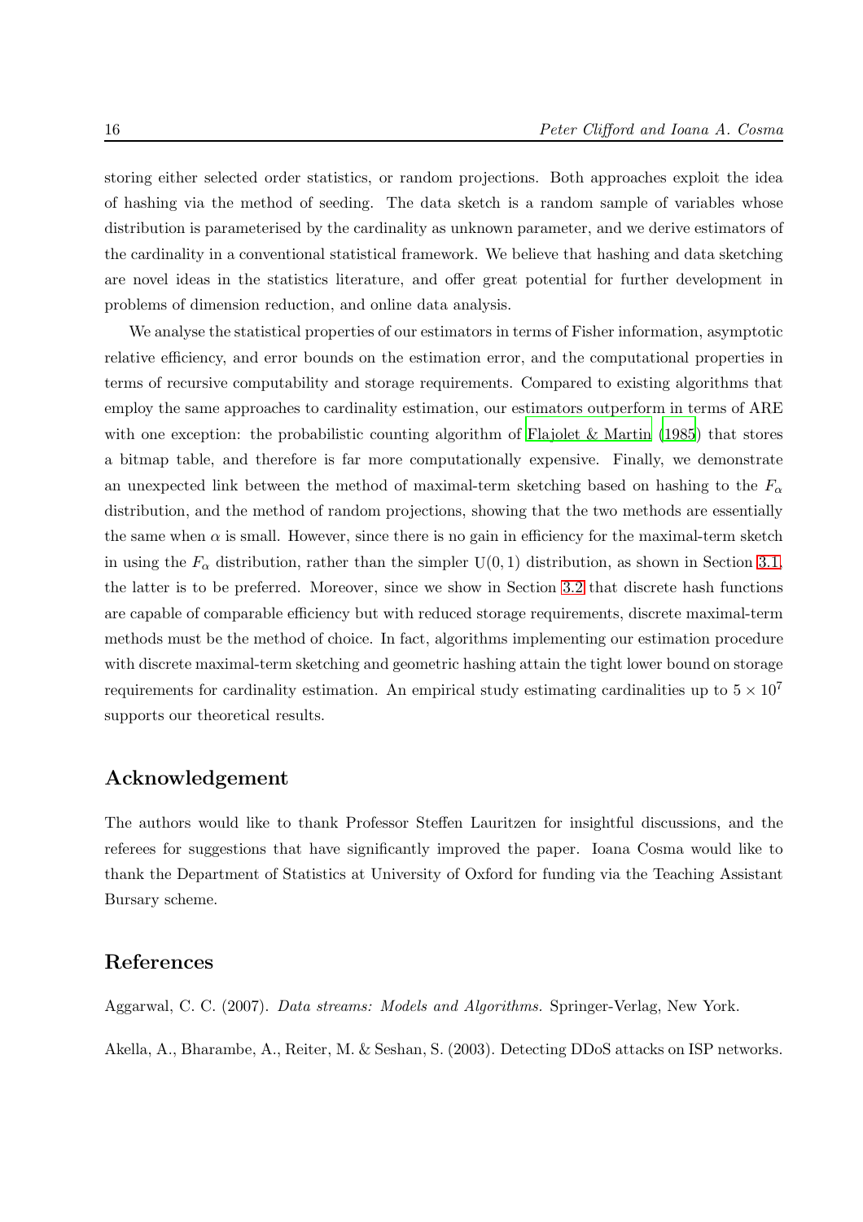storing either selected order statistics, or random projections. Both approaches exploit the idea of hashing via the method of seeding. The data sketch is a random sample of variables whose distribution is parameterised by the cardinality as unknown parameter, and we derive estimators of the cardinality in a conventional statistical framework. We believe that hashing and data sketching are novel ideas in the statistics literature, and offer great potential for further development in problems of dimension reduction, and online data analysis.

We analyse the statistical properties of our estimators in terms of Fisher information, asymptotic relative efficiency, and error bounds on the estimation error, and the computational properties in terms of recursive computability and storage requirements. Compared to existing algorithms that employ the same approaches to cardinality estimation, our estimators outperform in terms of ARE with one exception: the probabilistic counting algorithm of Flajolet & Martin (1985) that stores a bitmap table, and therefore is far more computationally expensive. Finally, we demonstrate an unexpected link between the method of maximal-term sketching based on hashing to the $F_\alpha$ distribution, and the method of random projections, showing that the two methods are essentially the same when $\alpha$ is small. However, since there is no gain in efficiency for the maximal-term sketch in using the $F_\alpha$ distribution, rather than the simpler $\mathrm{U}(0, 1)$ distribution, as shown in Section 3.1, the latter is to be preferred. Moreover, since we show in Section 3.2 that discrete hash functions are capable of comparable efficiency but with reduced storage requirements, discrete maximal-term methods must be the method of choice. In fact, algorithms implementing our estimation procedure with discrete maximal-term sketching and geometric hashing attain the tight lower bound on storage requirements for cardinality estimation. An empirical study estimating cardinalities up to $5 \times 10^7$ supports our theoretical results.

## Acknowledgement

The authors would like to thank Professor Steffen Lauritzen for insightful discussions, and the referees for suggestions that have significantly improved the paper. Ioana Cosma would like to thank the Department of Statistics at University of Oxford for funding via the Teaching Assistant Bursary scheme.

## References

Aggarwal, C. C. (2007). *Data streams: Models and Algorithms.* Springer-Verlag, New York.

Akella, A., Bharambe, A., Reiter, M. & Seshan, S. (2003). Detecting DDoS attacks on ISP networks.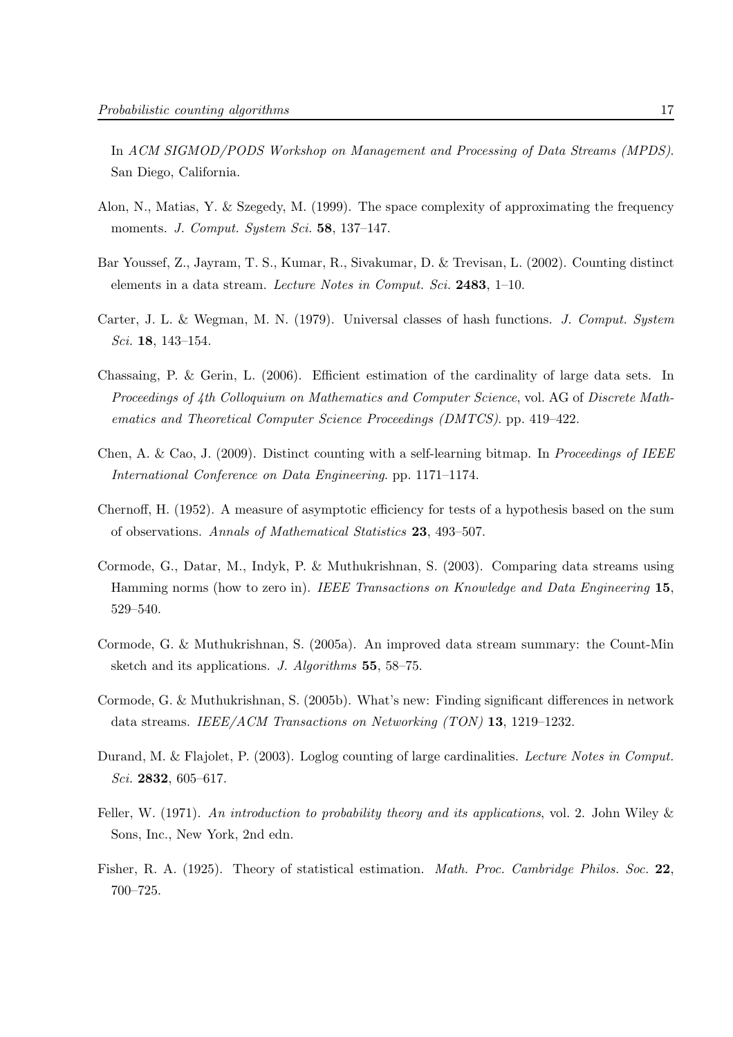In *ACM SIGMOD/PODS Workshop on Management and Processing of Data Streams (MPDS)*. San Diego, California.

Alon, N., Matias, Y. & Szegedy, M. (1999). The space complexity of approximating the frequency moments. *J. Comput. System Sci.* **58**, 137–147.

Bar Youssef, Z., Jayram, T. S., Kumar, R., Sivakumar, D. & Trevisan, L. (2002). Counting distinct elements in a data stream. *Lecture Notes in Comput. Sci.* **2483**, 1–10.

Carter, J. L. & Wegman, M. N. (1979). Universal classes of hash functions. *J. Comput. System Sci.* **18**, 143–154.

Chassaing, P. & Gerin, L. (2006). Efficient estimation of the cardinality of large data sets. In *Proceedings of 4th Colloquium on Mathematics and Computer Science*, vol. AG of *Discrete Mathematics and Theoretical Computer Science Proceedings (DMTCS)*. pp. 419–422.

Chen, A. & Cao, J. (2009). Distinct counting with a self-learning bitmap. In *Proceedings of IEEE International Conference on Data Engineering*. pp. 1171–1174.

Chernoff, H. (1952). A measure of asymptotic efficiency for tests of a hypothesis based on the sum of observations. *Annals of Mathematical Statistics* **23**, 493–507.

Cormode, G., Datar, M., Indyk, P. & Muthukrishnan, S. (2003). Comparing data streams using Hamming norms (how to zero in). *IEEE Transactions on Knowledge and Data Engineering* **15**, 529–540.

Cormode, G. & Muthukrishnan, S. (2005a). An improved data stream summary: the Count-Min sketch and its applications. *J. Algorithms* **55**, 58–75.

Cormode, G. & Muthukrishnan, S. (2005b). What's new: Finding significant differences in network data streams. *IEEE/ACM Transactions on Networking (TON)* **13**, 1219–1232.

Durand, M. & Flajolet, P. (2003). Loglog counting of large cardinalities. *Lecture Notes in Comput. Sci.* **2832**, 605–617.

Feller, W. (1971). *An introduction to probability theory and its applications*, vol. 2. John Wiley & Sons, Inc., New York, 2nd edn.

Fisher, R. A. (1925). Theory of statistical estimation. *Math. Proc. Cambridge Philos. Soc.* **22**, 700–725.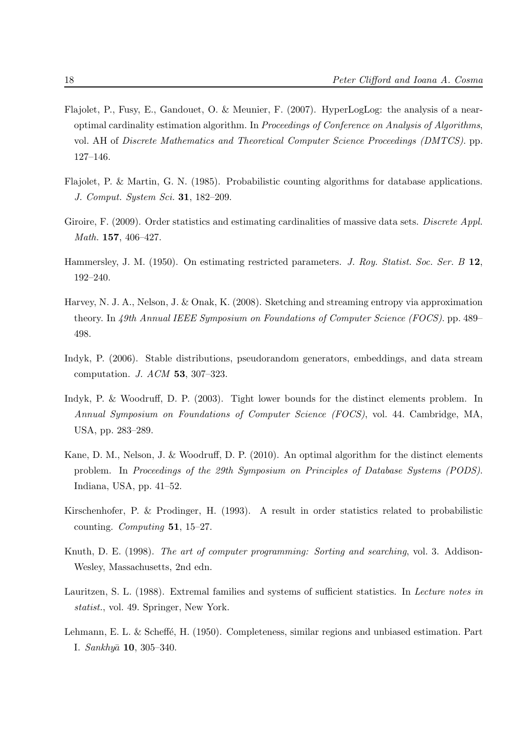Flajolet, P., Fusy, E., Gandouet, O. & Meunier, F. (2007). HyperLogLog: the analysis of a near-optimal cardinality estimation algorithm. In *Proceedings of Conference on Analysis of Algorithms*, vol. AH of *Discrete Mathematics and Theoretical Computer Science Proceedings (DMTCS)*. pp. 127–146.

Flajolet, P. & Martin, G. N. (1985). Probabilistic counting algorithms for database applications. *J. Comput. System Sci.* **31**, 182–209.

Giroire, F. (2009). Order statistics and estimating cardinalities of massive data sets. *Discrete Appl. Math.* **157**, 406–427.

Hammersley, J. M. (1950). On estimating restricted parameters. *J. Roy. Statist. Soc. Ser. B* **12**, 192–240.

Harvey, N. J. A., Nelson, J. & Onak, K. (2008). Sketching and streaming entropy via approximation theory. In *49th Annual IEEE Symposium on Foundations of Computer Science (FOCS)*. pp. 489–498.

Indyk, P. (2006). Stable distributions, pseudorandom generators, embeddings, and data stream computation. *J. ACM* **53**, 307–323.

Indyk, P. & Woodruff, D. P. (2003). Tight lower bounds for the distinct elements problem. In *Annual Symposium on Foundations of Computer Science (FOCS)*, vol. 44. Cambridge, MA, USA, pp. 283–289.

Kane, D. M., Nelson, J. & Woodruff, D. P. (2010). An optimal algorithm for the distinct elements problem. In *Proceedings of the 29th Symposium on Principles of Database Systems (PODS)*. Indiana, USA, pp. 41–52.

Kirschenhofer, P. & Prodinger, H. (1993). A result in order statistics related to probabilistic counting. *Computing* **51**, 15–27.

Knuth, D. E. (1998). *The art of computer programming: Sorting and searching*, vol. 3. Addison-Wesley, Massachusetts, 2nd edn.

Lauritzen, S. L. (1988). Extremal families and systems of sufficient statistics. In *Lecture notes in statist.*, vol. 49. Springer, New York.

Lehmann, E. L. & Scheffé, H. (1950). Completeness, similar regions and unbiased estimation. Part I. *Sankhyā* **10**, 305–340.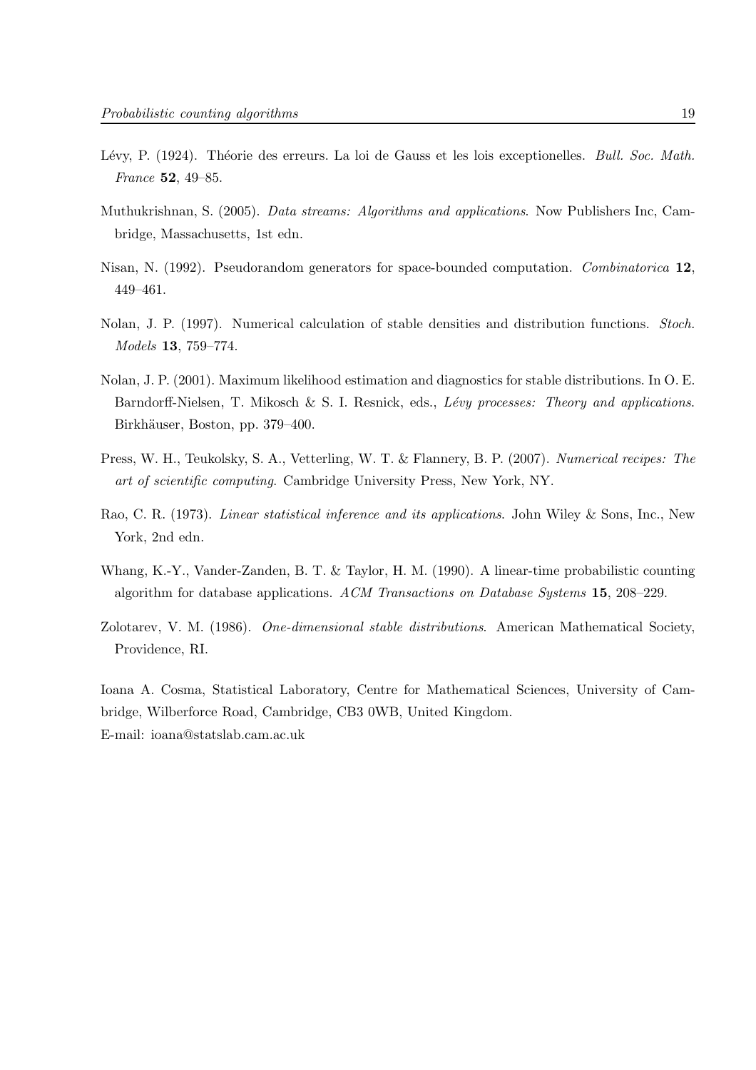Lévy, P. (1924). Théorie des erreurs. La loi de Gauss et les lois exceptionelles. *Bull. Soc. Math. France* **52**, 49–85.

Muthukrishnan, S. (2005). *Data streams: Algorithms and applications*. Now Publishers Inc, Cambridge, Massachusetts, 1st edn.

Nisan, N. (1992). Pseudorandom generators for space-bounded computation. *Combinatorica* **12**, 449–461.

Nolan, J. P. (1997). Numerical calculation of stable densities and distribution functions. *Stoch. Models* **13**, 759–774.

Nolan, J. P. (2001). Maximum likelihood estimation and diagnostics for stable distributions. In O. E. Barndorff-Nielsen, T. Mikosch & S. I. Resnick, eds., *Lévy processes: Theory and applications*. Birkhäuser, Boston, pp. 379–400.

Press, W. H., Teukolsky, S. A., Vetterling, W. T. & Flannery, B. P. (2007). *Numerical recipes: The art of scientific computing*. Cambridge University Press, New York, NY.

Rao, C. R. (1973). *Linear statistical inference and its applications*. John Wiley & Sons, Inc., New York, 2nd edn.

Whang, K.-Y., Vander-Zanden, B. T. & Taylor, H. M. (1990). A linear-time probabilistic counting algorithm for database applications. *ACM Transactions on Database Systems* **15**, 208–229.

Zolotarev, V. M. (1986). *One-dimensional stable distributions*. American Mathematical Society, Providence, RI.

Ioana A. Cosma, Statistical Laboratory, Centre for Mathematical Sciences, University of Cambridge, Wilberforce Road, Cambridge, CB3 0WB, United Kingdom.
E-mail: ioana@statslab.cam.ac.uk